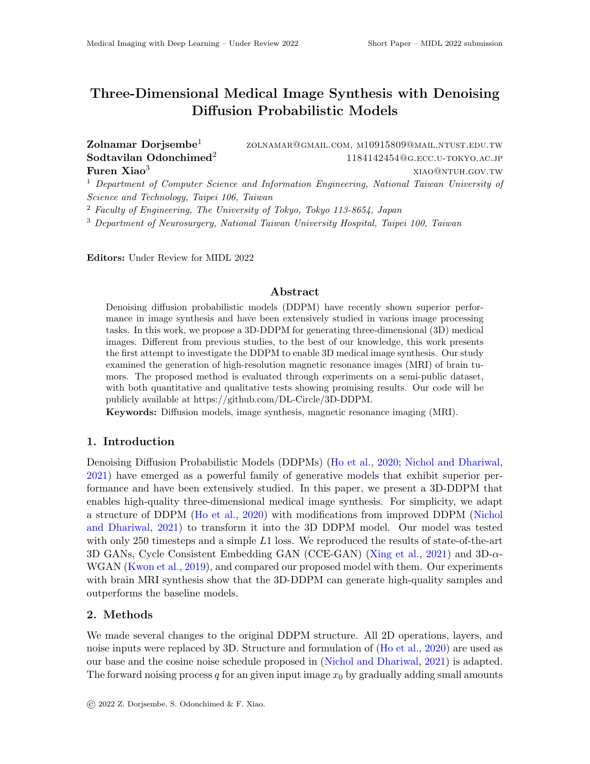# Three-Dimensional Medical Image Synthesis with Denoising Diffusion Probabilistic Models

**Zolnamar Dorjsembe**[1] ZOLNAMAR@GMAIL.COM, M10915809@MAIL.NTUST.EDU.TW
**Sodtavilan Odonchimed**[2] 1184142454@G.ECC.U-TOKYO.AC.JP
**Furen Xiao**[3] XIAO@NTUH.GOV.TW

[1] *Department of Computer Science and Information Engineering, National Taiwan University of Science and Technology, Taipei 106, Taiwan*
[2] *Faculty of Engineering, The University of Tokyo, Tokyo 113-8654, Japan*
[3] *Department of Neurosurgery, National Taiwan University Hospital, Taipei 100, Taiwan*

**Editors:** Under Review for MIDL 2022

## Abstract

Denoising diffusion probabilistic models (DDPM) have recently shown superior performance in image synthesis and have been extensively studied in various image processing tasks. In this work, we propose a 3D-DDPM for generating three-dimensional (3D) medical images. Different from previous studies, to the best of our knowledge, this work presents the first attempt to investigate the DDPM to enable 3D medical image synthesis. Our study examined the generation of high-resolution magnetic resonance images (MRI) of brain tumors. The proposed method is evaluated through experiments on a semi-public dataset, with both quantitative and qualitative tests showing promising results. Our code will be publicly available at https://github.com/DL-Circle/3D-DDPM.

**Keywords:** Diffusion models, image synthesis, magnetic resonance imaging (MRI).

## 1. Introduction

Denoising Diffusion Probabilistic Models (DDPMs) (Ho et al., 2020; Nichol and Dhariwal, 2021) have emerged as a powerful family of generative models that exhibit superior performance and have been extensively studied. In this paper, we present a 3D-DDPM that enables high-quality three-dimensional medical image synthesis. For simplicity, we adapt a structure of DDPM (Ho et al., 2020) with modifications from improved DDPM (Nichol and Dhariwal, 2021) to transform it into the 3D DDPM model. Our model was tested with only 250 timesteps and a simple $L1$ loss. We reproduced the results of state-of-the-art 3D GANs, Cycle Consistent Embedding GAN (CCE-GAN) (Xing et al., 2021) and 3D-$\alpha$-WGAN (Kwon et al., 2019), and compared our proposed model with them. Our experiments with brain MRI synthesis show that the 3D-DDPM can generate high-quality samples and outperforms the baseline models.

## 2. Methods

We made several changes to the original DDPM structure. All 2D operations, layers, and noise inputs were replaced by 3D. Structure and formulation of (Ho et al., 2020) are used as our base and the cosine noise schedule proposed in (Nichol and Dhariwal, 2021) is adapted. The forward noising process $q$ for an given input image $x_0$ by gradually adding small amounts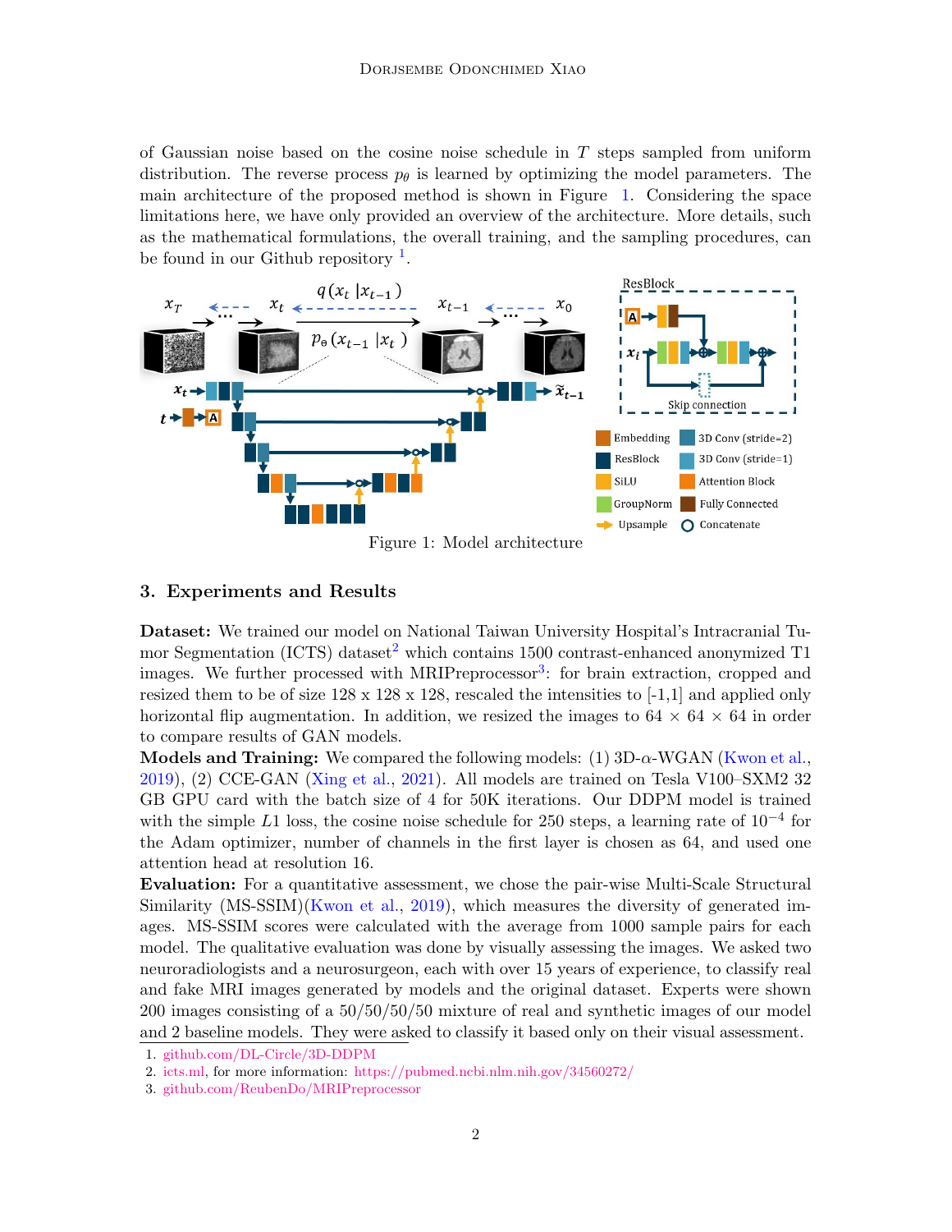of Gaussian noise based on the cosine noise schedule in $T$ steps sampled from uniform distribution. The reverse process $p_\theta$ is learned by optimizing the model parameters. The main architecture of the proposed method is shown in Figure 1. Considering the space limitations here, we have only provided an overview of the architecture. More details, such as the mathematical formulations, the overall training, and the sampling procedures, can be found in our Github repository [1].

Figure 1: Model architecture

## 3. Experiments and Results

**Dataset:** We trained our model on National Taiwan University Hospital's Intracranial Tumor Segmentation (ICTS) dataset[2] which contains 1500 contrast-enhanced anonymized T1 images. We further processed with MRIPreprocessor[3]: for brain extraction, cropped and resized them to be of size 128 x 128 x 128, rescaled the intensities to [-1,1] and applied only horizontal flip augmentation. In addition, we resized the images to $64 \times 64 \times 64$ in order to compare results of GAN models.

**Models and Training:** We compared the following models: (1) 3D-$\alpha$-WGAN (Kwon et al., 2019), (2) CCE-GAN (Xing et al., 2021). All models are trained on Tesla V100–SXM2 32 GB GPU card with the batch size of 4 for 50K iterations. Our DDPM model is trained with the simple $L1$ loss, the cosine noise schedule for 250 steps, a learning rate of $10^{-4}$ for the Adam optimizer, number of channels in the first layer is chosen as 64, and used one attention head at resolution 16.

**Evaluation:** For a quantitative assessment, we chose the pair-wise Multi-Scale Structural Similarity (MS-SSIM)(Kwon et al., 2019), which measures the diversity of generated images. MS-SSIM scores were calculated with the average from 1000 sample pairs for each model. The qualitative evaluation was done by visually assessing the images. We asked two neuroradiologists and a neurosurgeon, each with over 15 years of experience, to classify real and fake MRI images generated by models and the original dataset. Experts were shown 200 images consisting of a 50/50/50/50 mixture of real and synthetic images of our model and 2 baseline models. They were asked to classify it based only on their visual assessment.

1. github.com/DL-Circle/3D-DDPM
2. icts.ml, for more information: https://pubmed.ncbi.nlm.nih.gov/34560272/
3. github.com/ReubenDo/MRIPreprocessor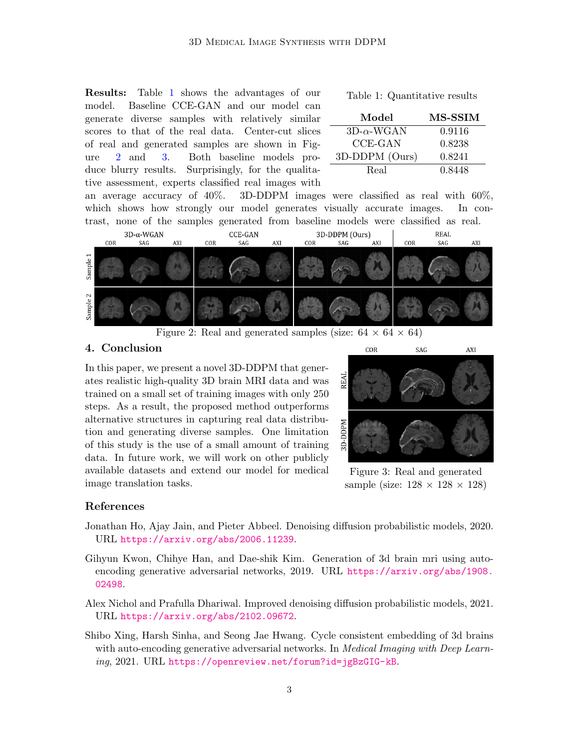**Results:** Table 1 shows the advantages of our model. Baseline CCE-GAN and our model can generate diverse samples with relatively similar scores to that of the real data. Center-cut slices of real and generated samples are shown in Figure 2 and 3. Both baseline models produce blurry results. Surprisingly, for the qualitative assessment, experts classified real images with an average accuracy of 40%. 3D-DDPM images were classified as real with 60%, which shows how strongly our model generates visually accurate images. In contrast, none of the samples generated from baseline models were classified as real.

Table 1: Quantitative results

| Model | MS-SSIM |
|---|---|
| 3D-$\alpha$-WGAN | 0.9116 |
| CCE-GAN | 0.8238 |
| 3D-DDPM (Ours) | 0.8241 |
| Real | 0.8448 |

Figure 2: Real and generated samples (size: $64 \times 64 \times 64$)

## 4. Conclusion

In this paper, we present a novel 3D-DDPM that generates realistic high-quality 3D brain MRI data and was trained on a small set of training images with only 250 steps. As a result, the proposed method outperforms alternative structures in capturing real data distribution and generating diverse samples. One limitation of this study is the use of a small amount of training data. In future work, we will work on other publicly available datasets and extend our model for medical image translation tasks.

Figure 3: Real and generated sample (size: $128 \times 128 \times 128$)

## References

Jonathan Ho, Ajay Jain, and Pieter Abbeel. Denoising diffusion probabilistic models, 2020. URL https://arxiv.org/abs/2006.11239.

Gihyun Kwon, Chihye Han, and Dae-shik Kim. Generation of 3d brain mri using auto-encoding generative adversarial networks, 2019. URL https://arxiv.org/abs/1908.02498.

Alex Nichol and Prafulla Dhariwal. Improved denoising diffusion probabilistic models, 2021. URL https://arxiv.org/abs/2102.09672.

Shibo Xing, Harsh Sinha, and Seong Jae Hwang. Cycle consistent embedding of 3d brains with auto-encoding generative adversarial networks. In *Medical Imaging with Deep Learning*, 2021. URL https://openreview.net/forum?id=jgBzGIG-kB.